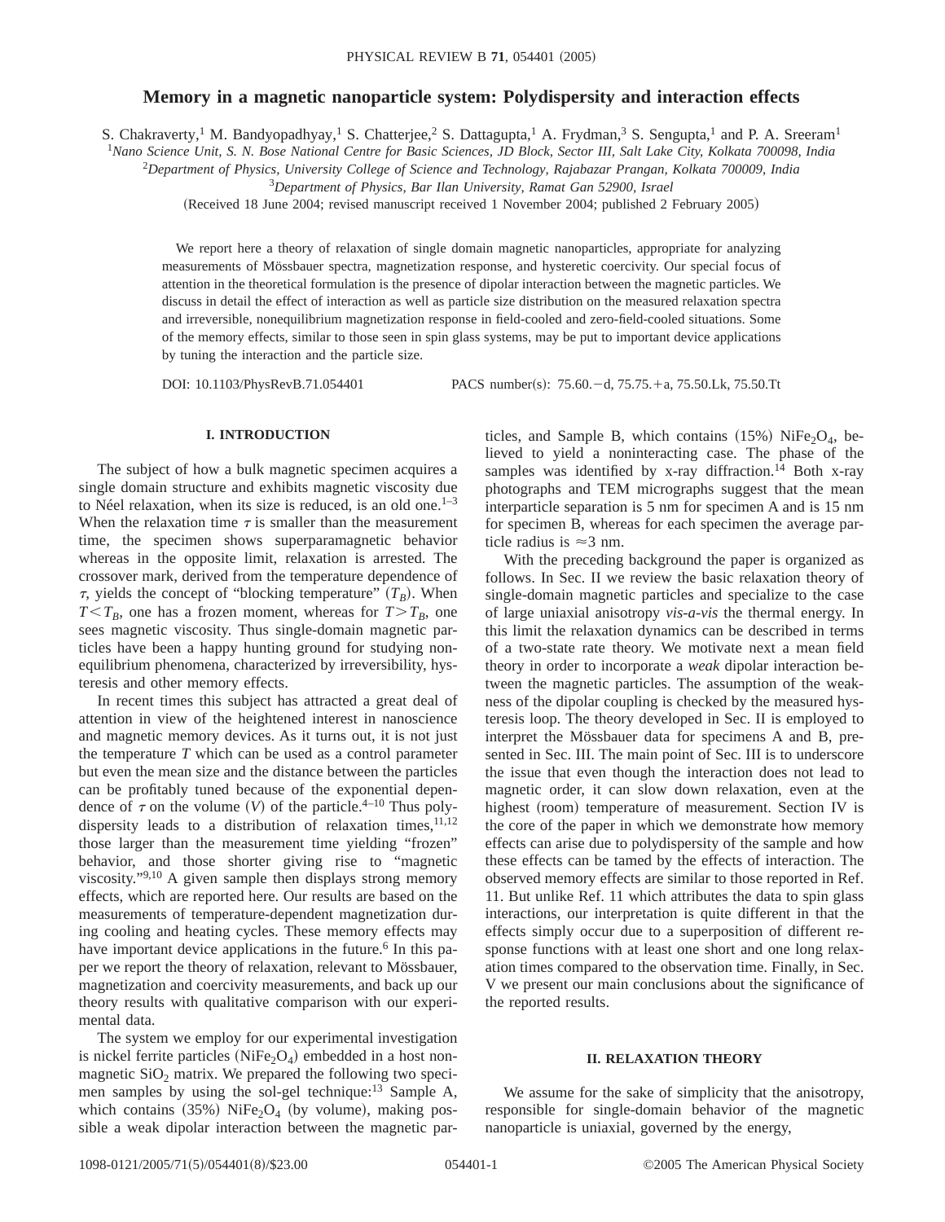# Memory in a magnetic nanoparticle system: Polydispersity and interaction effects

S. Chakraverty,[1] M. Bandyopadhyay,[1] S. Chatterjee,[2] S. Dattagupta,[1] A. Frydman,[3] S. Sengupta,[1] and P. A. Sreeram[1]

[1]*Nano Science Unit, S. N. Bose National Centre for Basic Sciences, JD Block, Sector III, Salt Lake City, Kolkata 700098, India*

[2]*Department of Physics, University College of Science and Technology, Rajabazar Prangan, Kolkata 700009, India*

[3]*Department of Physics, Bar Ilan University, Ramat Gan 52900, Israel*

(Received 18 June 2004; revised manuscript received 1 November 2004; published 2 February 2005)

We report here a theory of relaxation of single domain magnetic nanoparticles, appropriate for analyzing measurements of Mössbauer spectra, magnetization response, and hysteretic coercivity. Our special focus of attention in the theoretical formulation is the presence of dipolar interaction between the magnetic particles. We discuss in detail the effect of interaction as well as particle size distribution on the measured relaxation spectra and irreversible, nonequilibrium magnetization response in field-cooled and zero-field-cooled situations. Some of the memory effects, similar to those seen in spin glass systems, may be put to important device applications by tuning the interaction and the particle size.

DOI: 10.1103/PhysRevB.71.054401 PACS number(s): 75.60.−d, 75.75.+a, 75.50.Lk, 75.50.Tt

## I. INTRODUCTION

The subject of how a bulk magnetic specimen acquires a single domain structure and exhibits magnetic viscosity due to Néel relaxation, when its size is reduced, is an old one.[1–3] When the relaxation time $\tau$ is smaller than the measurement time, the specimen shows superparamagnetic behavior whereas in the opposite limit, relaxation is arrested. The crossover mark, derived from the temperature dependence of $\tau$, yields the concept of "blocking temperature" ($T_B$). When $T<T_B$, one has a frozen moment, whereas for $T>T_B$, one sees magnetic viscosity. Thus single-domain magnetic particles have been a happy hunting ground for studying nonequilibrium phenomena, characterized by irreversibility, hysteresis and other memory effects.

In recent times this subject has attracted a great deal of attention in view of the heightened interest in nanoscience and magnetic memory devices. As it turns out, it is not just the temperature $T$ which can be used as a control parameter but even the mean size and the distance between the particles can be profitably tuned because of the exponential dependence of $\tau$ on the volume ($V$) of the particle.[4–10] Thus polydispersity leads to a distribution of relaxation times,[11,12] those larger than the measurement time yielding "frozen" behavior, and those shorter giving rise to "magnetic viscosity."[9,10] A given sample then displays strong memory effects, which are reported here. Our results are based on the measurements of temperature-dependent magnetization during cooling and heating cycles. These memory effects may have important device applications in the future.[6] In this paper we report the theory of relaxation, relevant to Mössbauer, magnetization and coercivity measurements, and back up our theory results with qualitative comparison with our experimental data.

The system we employ for our experimental investigation is nickel ferrite particles ($NiFe_2O_4$) embedded in a host nonmagnetic $SiO_2$ matrix. We prepared the following two specimen samples by using the sol-gel technique:[13] Sample A, which contains (35%) $NiFe_2O_4$ (by volume), making possible a weak dipolar interaction between the magnetic particles, and Sample B, which contains (15%) $NiFe_2O_4$, believed to yield a noninteracting case. The phase of the samples was identified by x-ray diffraction.[14] Both x-ray photographs and TEM micrographs suggest that the mean interparticle separation is 5 nm for specimen A and is 15 nm for specimen B, whereas for each specimen the average particle radius is ≈3 nm.

With the preceding background the paper is organized as follows. In Sec. II we review the basic relaxation theory of single-domain magnetic particles and specialize to the case of large uniaxial anisotropy *vis-a-vis* the thermal energy. In this limit the relaxation dynamics can be described in terms of a two-state rate theory. We motivate next a mean field theory in order to incorporate a *weak* dipolar interaction between the magnetic particles. The assumption of the weakness of the dipolar coupling is checked by the measured hysteresis loop. The theory developed in Sec. II is employed to interpret the Mössbauer data for specimens A and B, presented in Sec. III. The main point of Sec. III is to underscore the issue that even though the interaction does not lead to magnetic order, it can slow down relaxation, even at the highest (room) temperature of measurement. Section IV is the core of the paper in which we demonstrate how memory effects can arise due to polydispersity of the sample and how these effects can be tamed by the effects of interaction. The observed memory effects are similar to those reported in Ref. 11. But unlike Ref. 11 which attributes the data to spin glass interactions, our interpretation is quite different in that the effects simply occur due to a superposition of different response functions with at least one short and one long relaxation times compared to the observation time. Finally, in Sec. V we present our main conclusions about the significance of the reported results.

## II. RELAXATION THEORY

We assume for the sake of simplicity that the anisotropy, responsible for single-domain behavior of the magnetic nanoparticle is uniaxial, governed by the energy,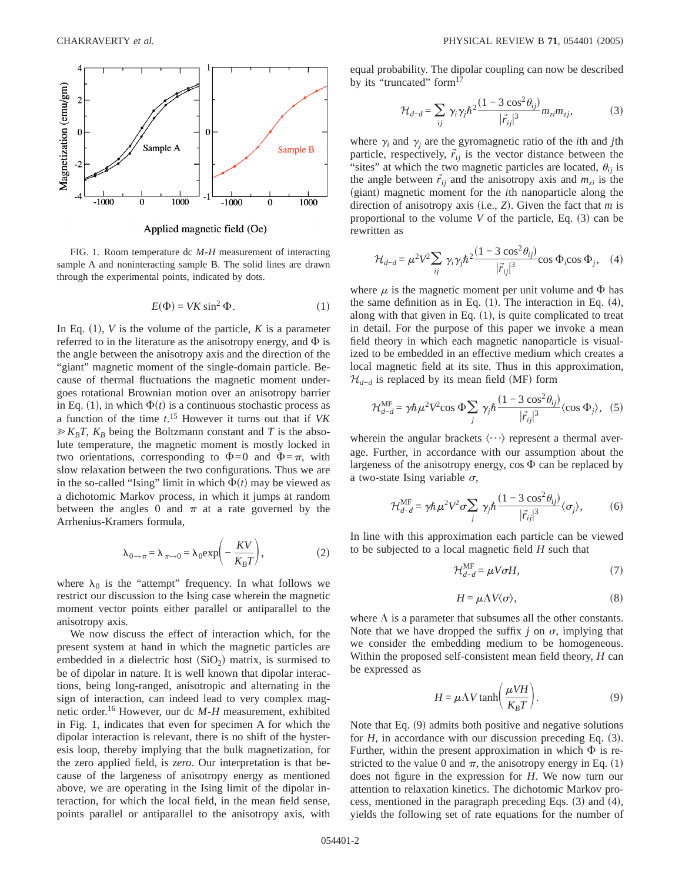FIG. 1. Room temperature dc $M$-$H$ measurement of interacting sample A and noninteracting sample B. The solid lines are drawn through the experimental points, indicated by dots.

$$E(\Phi) = VK \sin^2 \Phi. \tag{1}$$

In Eq. (1), $V$ is the volume of the particle, $K$ is a parameter referred to in the literature as the anisotropy energy, and $\Phi$ is the angle between the anisotropy axis and the direction of the "giant" magnetic moment of the single-domain particle. Because of thermal fluctuations the magnetic moment undergoes rotational Brownian motion over an anisotropy barrier in Eq. (1), in which $\Phi(t)$ is a continuous stochastic process as a function of the time $t$.[15] However it turns out that if $VK \gg K_B T$, $K_B$ being the Boltzmann constant and $T$ is the absolute temperature, the magnetic moment is mostly locked in two orientations, corresponding to $\Phi=0$ and $\Phi=\pi$, with slow relaxation between the two configurations. Thus we are in the so-called "Ising" limit in which $\Phi(t)$ may be viewed as a dichotomic Markov process, in which it jumps at random between the angles 0 and $\pi$ at a rate governed by the Arrhenius-Kramers formula,

$$\lambda_{0\to\pi} = \lambda_{\pi\to 0} = \lambda_0 \exp\left(-\frac{KV}{K_B T}\right), \tag{2}$$

where $\lambda_0$ is the "attempt" frequency. In what follows we restrict our discussion to the Ising case wherein the magnetic moment vector points either parallel or antiparallel to the anisotropy axis.

We now discuss the effect of interaction which, for the present system at hand in which the magnetic particles are embedded in a dielectric host ($SiO_2$) matrix, is surmised to be of dipolar in nature. It is well known that dipolar interactions, being long-ranged, anisotropic and alternating in the sign of interaction, can indeed lead to very complex magnetic order.[16] However, our dc $M$-$H$ measurement, exhibited in Fig. 1, indicates that even for specimen A for which the dipolar interaction is relevant, there is no shift of the hysteresis loop, thereby implying that the bulk magnetization, for the zero applied field, is *zero*. Our interpretation is that because of the largeness of anisotropy energy as mentioned above, we are operating in the Ising limit of the dipolar interaction, for which the local field, in the mean field sense, points parallel or antiparallel to the anisotropy axis, with equal probability. The dipolar coupling can now be described by its "truncated" form[17]

$$\mathcal{H}_{d-d} = \sum_{ij} \gamma_i \gamma_j \hbar^2 \frac{(1 - 3\cos^2\theta_{ij})}{|\vec{r}_{ij}|^3} m_{zi} m_{zj}, \tag{3}$$

where $\gamma_i$ and $\gamma_j$ are the gyromagnetic ratio of the $i$th and $j$th particle, respectively, $\vec{r}_{ij}$ is the vector distance between the "sites" at which the two magnetic particles are located, $\theta_{ij}$ is the angle between $\vec{r}_{ij}$ and the anisotropy axis and $m_{zi}$ is the (giant) magnetic moment for the $i$th nanoparticle along the direction of anisotropy axis (i.e., $Z$). Given the fact that $m$ is proportional to the volume $V$ of the particle, Eq. (3) can be rewritten as

$$\mathcal{H}_{d-d} = \mu^2 V^2 \sum_{ij} \gamma_i \gamma_j \hbar^2 \frac{(1 - 3\cos^2\theta_{ij})}{|\vec{r}_{ij}|^3} \cos\Phi_i \cos\Phi_j, \tag{4}$$

where $\mu$ is the magnetic moment per unit volume and $\Phi$ has the same definition as in Eq. (1). The interaction in Eq. (4), along with that given in Eq. (1), is quite complicated to treat in detail. For the purpose of this paper we invoke a mean field theory in which each magnetic nanoparticle is visualized to be embedded in an effective medium which creates a local magnetic field at its site. Thus in this approximation, $\mathcal{H}_{d-d}$ is replaced by its mean field (MF) form

$$\mathcal{H}_{d-d}^{\mathrm{MF}} = \gamma\hbar\mu^2 V^2 \cos\Phi \sum_j \gamma_j \hbar \frac{(1 - 3\cos^2\theta_{ij})}{|\vec{r}_{ij}|^3} \langle \cos\Phi_j \rangle, \tag{5}$$

wherein the angular brackets $\langle \cdots \rangle$ represent a thermal average. Further, in accordance with our assumption about the largeness of the anisotropy energy, $\cos\Phi$ can be replaced by a two-state Ising variable $\sigma$,

$$\mathcal{H}_{d-d}^{\mathrm{MF}} = \gamma\hbar\mu^2 V^2 \sigma \sum_j \gamma_j \hbar \frac{(1 - 3\cos^2\theta_{ij})}{|\vec{r}_{ij}|^3} \langle \sigma_j \rangle, \tag{6}$$

In line with this approximation each particle can be viewed to be subjected to a local magnetic field $H$ such that

$$\mathcal{H}_{d-d}^{\mathrm{MF}} = \mu V \sigma H, \tag{7}$$

$$H = \mu \Lambda V \langle \sigma \rangle, \tag{8}$$

where $\Lambda$ is a parameter that subsumes all the other constants. Note that we have dropped the suffix $j$ on $\sigma$, implying that we consider the embedding medium to be homogeneous. Within the proposed self-consistent mean field theory, $H$ can be expressed as

$$H = \mu \Lambda V \tanh\left(\frac{\mu V H}{K_B T}\right). \tag{9}$$

Note that Eq. (9) admits both positive and negative solutions for $H$, in accordance with our discussion preceding Eq. (3). Further, within the present approximation in which $\Phi$ is restricted to the value 0 and $\pi$, the anisotropy energy in Eq. (1) does not figure in the expression for $H$. We now turn our attention to relaxation kinetics. The dichotomic Markov process, mentioned in the paragraph preceding Eqs. (3) and (4), yields the following set of rate equations for the number of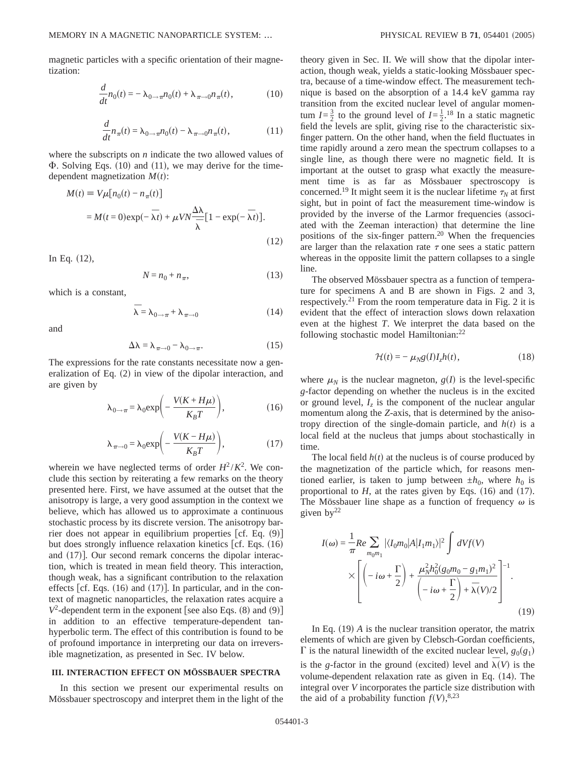magnetic particles with a specific orientation of their magnetization:

$$\frac{d}{dt}n_0(t) = -\lambda_{0\to\pi}n_0(t) + \lambda_{\pi\to 0}n_\pi(t), \tag{10}$$

$$\frac{d}{dt}n_\pi(t) = \lambda_{0\to\pi}n_0(t) - \lambda_{\pi\to 0}n_\pi(t), \tag{11}$$

where the subscripts on $n$ indicate the two allowed values of $\Phi$. Solving Eqs. (10) and (11), we may derive for the time-dependent magnetization $M(t)$:

$$\begin{aligned} M(t) &\equiv V\mu[n_0(t) - n_\pi(t)] \\ &= M(t=0)\exp(-\bar{\lambda}t) + \mu VN\frac{\Delta\lambda}{\bar{\lambda}}[1 - \exp(-\bar{\lambda}t)]. \end{aligned} \tag{12}$$

In Eq. (12),

$$N = n_0 + n_\pi, \tag{13}$$

which is a constant,

$$\bar{\lambda} = \lambda_{0\to\pi} + \lambda_{\pi\to 0} \tag{14}$$

and

$$\Delta\lambda = \lambda_{\pi\to 0} - \lambda_{0\to\pi}. \tag{15}$$

The expressions for the rate constants necessitate now a generalization of Eq. (2) in view of the dipolar interaction, and are given by

$$\lambda_{0\to\pi} = \lambda_0 \exp\left(-\frac{V(K + H\mu)}{K_B T}\right), \tag{16}$$

$$\lambda_{\pi\to 0} = \lambda_0 \exp\left(-\frac{V(K - H\mu)}{K_B T}\right), \tag{17}$$

wherein we have neglected terms of order $H^2/K^2$. We conclude this section by reiterating a few remarks on the theory presented here. First, we have assumed at the outset that the anisotropy is large, a very good assumption in the context we believe, which has allowed us to approximate a continuous stochastic process by its discrete version. The anisotropy barrier does not appear in equilibrium properties [cf. Eq. (9)] but does strongly influence relaxation kinetics [cf. Eqs. (16) and (17)]. Our second remark concerns the dipolar interaction, which is treated in mean field theory. This interaction, though weak, has a significant contribution to the relaxation effects [cf. Eqs. (16) and (17)]. In particular, and in the context of magnetic nanoparticles, the relaxation rates acquire a $V^2$-dependent term in the exponent [see also Eqs. (8) and (9)] in addition to an effective temperature-dependent tan-hyperbolic term. The effect of this contribution is found to be of profound importance in interpreting our data on irreversible magnetization, as presented in Sec. IV below.

### III. INTERACTION EFFECT ON MÖSSBAUER SPECTRA

In this section we present our experimental results on Mössbauer spectroscopy and interpret them in the light of the theory given in Sec. II. We will show that the dipolar interaction, though weak, yields a static-looking Mössbauer spectra, because of a time-window effect. The measurement technique is based on the absorption of a 14.4 keV gamma ray transition from the excited nuclear level of angular momentum $I=\frac{3}{2}$ to the ground level of $I=\frac{1}{2}$.[18] In a static magnetic field the levels are split, giving rise to the characteristic six-finger pattern. On the other hand, when the field fluctuates in time rapidly around a zero mean the spectrum collapses to a single line, as though there were no magnetic field. It is important at the outset to grasp what exactly the measurement time is as far as Mössbauer spectroscopy is concerned.[19] It might seem it is the nuclear lifetime $\tau_N$ at first sight, but in point of fact the measurement time-window is provided by the inverse of the Larmor frequencies (associated with the Zeeman interaction) that determine the line positions of the six-finger pattern.[20] When the frequencies are larger than the relaxation rate $\tau$ one sees a static pattern whereas in the opposite limit the pattern collapses to a single line.

The observed Mössbauer spectra as a function of temperature for specimens A and B are shown in Figs. 2 and 3, respectively.[21] From the room temperature data in Fig. 2 it is evident that the effect of interaction slows down relaxation even at the highest $T$. We interpret the data based on the following stochastic model Hamiltonian:[22]

$$\mathcal{H}(t) = -\mu_N g(I) I_z h(t), \tag{18}$$

where $\mu_N$ is the nuclear magneton, $g(I)$ is the level-specific $g$-factor depending on whether the nucleus is in the excited or ground level, $I_z$ is the component of the nuclear angular momentum along the $Z$-axis, that is determined by the anisotropy direction of the single-domain particle, and $h(t)$ is a local field at the nucleus that jumps about stochastically in time.

The local field $h(t)$ at the nucleus is of course produced by the magnetization of the particle which, for reasons mentioned earlier, is taken to jump between $\pm h_0$, where $h_0$ is proportional to $H$, at the rates given by Eqs. (16) and (17). The Mössbauer line shape as a function of frequency $\omega$ is given by[22]

$$I(\omega) = \frac{1}{\pi} Re \sum_{m_0 m_1} |\langle I_0 m_0 | A | I_1 m_1 \rangle|^2 \int dV f(V) \times \left[ \left(-i\omega + \frac{\Gamma}{2}\right) + \frac{\mu_N^2 h_0^2 (g_0 m_0 - g_1 m_1)^2}{\left(-i\omega + \frac{\Gamma}{2}\right) + \bar{\lambda}(V)/2} \right]^{-1}. \tag{19}$$

In Eq. (19) $A$ is the nuclear transition operator, the matrix elements of which are given by Clebsch-Gordan coefficients, $\Gamma$ is the natural linewidth of the excited nuclear level, $g_0(g_1)$ is the $g$-factor in the ground (excited) level and $\bar{\lambda}(V)$ is the volume-dependent relaxation rate as given in Eq. (14). The integral over $V$ incorporates the particle size distribution with the aid of a probability function $f(V)$,[8,23]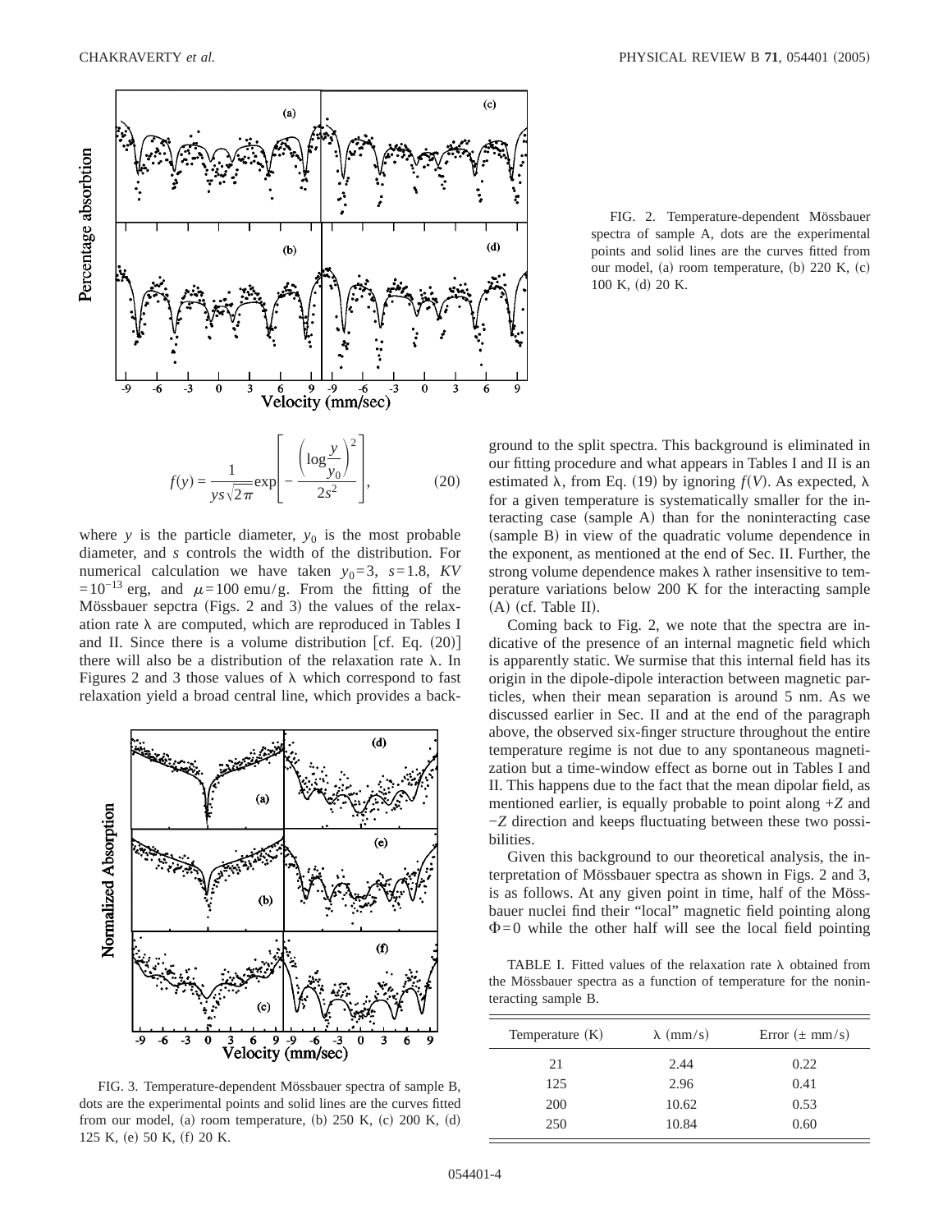FIG. 2. Temperature-dependent Mössbauer spectra of sample A, dots are the experimental points and solid lines are the curves fitted from our model, (a) room temperature, (b) 220 K, (c) 100 K, (d) 20 K.

$$f(y) = \frac{1}{ys\sqrt{2\pi}} \exp\left[ -\frac{\left(\log \frac{y}{y_0}\right)^2}{2s^2} \right], \tag{20}$$

where $y$ is the particle diameter, $y_0$ is the most probable diameter, and $s$ controls the width of the distribution. For numerical calculation we have taken $y_0 = 3$, $s = 1.8$, $KV = 10^{-13}$ erg, and $\mu = 100$ emu/g. From the fitting of the Mössbauer sepctra (Figs. 2 and 3) the values of the relaxation rate $\lambda$ are computed, which are reproduced in Tables I and II. Since there is a volume distribution [cf. Eq. (20)] there will also be a distribution of the relaxation rate $\lambda$. In Figures 2 and 3 those values of $\lambda$ which correspond to fast relaxation yield a broad central line, which provides a background to the split spectra. This background is eliminated in our fitting procedure and what appears in Tables I and II is an estimated $\lambda$, from Eq. (19) by ignoring $f(V)$. As expected, $\lambda$ for a given temperature is systematically smaller for the interacting case (sample A) than for the noninteracting case (sample B) in view of the quadratic volume dependence in the exponent, as mentioned at the end of Sec. II. Further, the strong volume dependence makes $\lambda$ rather insensitive to temperature variations below 200 K for the interacting sample (A) (cf. Table II).

FIG. 3. Temperature-dependent Mössbauer spectra of sample B, dots are the experimental points and solid lines are the curves fitted from our model, (a) room temperature, (b) 250 K, (c) 200 K, (d) 125 K, (e) 50 K, (f) 20 K.

Coming back to Fig. 2, we note that the spectra are indicative of the presence of an internal magnetic field which is apparently static. We surmise that this internal field has its origin in the dipole-dipole interaction between magnetic particles, when their mean separation is around 5 nm. As we discussed earlier in Sec. II and at the end of the paragraph above, the observed six-finger structure throughout the entire temperature regime is not due to any spontaneous magnetization but a time-window effect as borne out in Tables I and II. This happens due to the fact that the mean dipolar field, as mentioned earlier, is equally probable to point along $+Z$ and $-Z$ direction and keeps fluctuating between these two possibilities.

Given this background to our theoretical analysis, the interpretation of Mössbauer spectra as shown in Figs. 2 and 3, is as follows. At any given point in time, half of the Mössbauer nuclei find their "local" magnetic field pointing along $\Phi = 0$ while the other half will see the local field pointing

TABLE I. Fitted values of the relaxation rate $\lambda$ obtained from the Mössbauer spectra as a function of temperature for the noninteracting sample B.

| Temperature (K) | $\lambda$ (mm/s) | Error ($\pm$ mm/s) |
|---|---|---|
| 21 | 2.44 | 0.22 |
| 125 | 2.96 | 0.41 |
| 200 | 10.62 | 0.53 |
| 250 | 10.84 | 0.60 |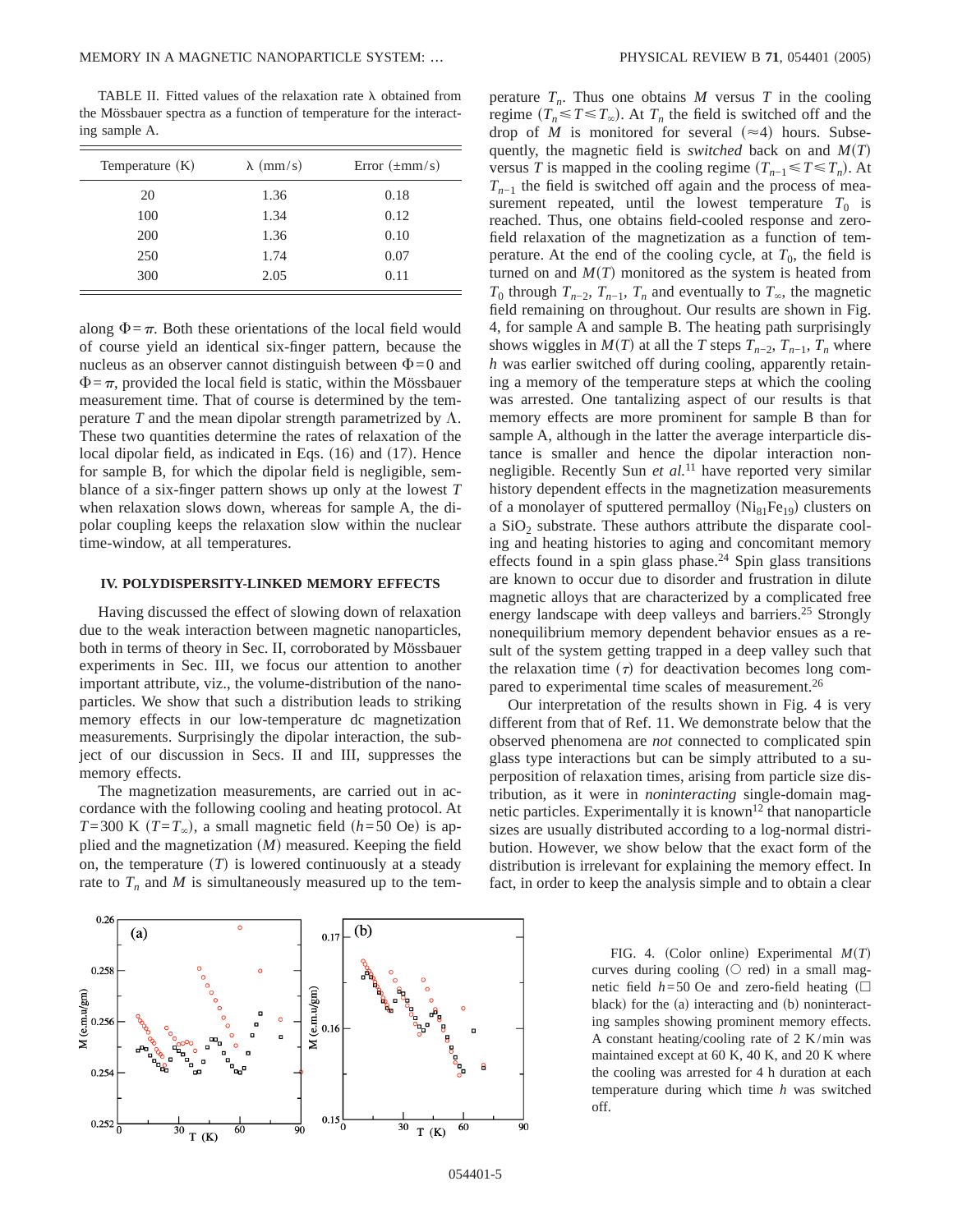TABLE II. Fitted values of the relaxation rate $\lambda$ obtained from the Mössbauer spectra as a function of temperature for the interacting sample A.

| Temperature (K) | $\lambda$ (mm/s) | Error ($\pm$mm/s) |
|---|---|---|
| 20 | 1.36 | 0.18 |
| 100 | 1.34 | 0.12 |
| 200 | 1.36 | 0.10 |
| 250 | 1.74 | 0.07 |
| 300 | 2.05 | 0.11 |

along $\Phi=\pi$. Both these orientations of the local field would of course yield an identical six-finger pattern, because the nucleus as an observer cannot distinguish between $\Phi=0$ and $\Phi=\pi$, provided the local field is static, within the Mössbauer measurement time. That of course is determined by the temperature $T$ and the mean dipolar strength parametrized by $\Lambda$. These two quantities determine the rates of relaxation of the local dipolar field, as indicated in Eqs. (16) and (17). Hence for sample B, for which the dipolar field is negligible, semblance of a six-finger pattern shows up only at the lowest $T$ when relaxation slows down, whereas for sample A, the dipolar coupling keeps the relaxation slow within the nuclear time-window, at all temperatures.

## IV. POLYDISPERSITY-LINKED MEMORY EFFECTS

Having discussed the effect of slowing down of relaxation due to the weak interaction between magnetic nanoparticles, both in terms of theory in Sec. II, corroborated by Mössbauer experiments in Sec. III, we focus our attention to another important attribute, viz., the volume-distribution of the nanoparticles. We show that such a distribution leads to striking memory effects in our low-temperature dc magnetization measurements. Surprisingly the dipolar interaction, the subject of our discussion in Secs. II and III, suppresses the memory effects.

The magnetization measurements, are carried out in accordance with the following cooling and heating protocol. At $T=300$ K ($T=T_\infty$), a small magnetic field ($h=50$ Oe) is applied and the magnetization ($M$) measured. Keeping the field on, the temperature ($T$) is lowered continuously at a steady rate to $T_n$ and $M$ is simultaneously measured up to the temperature $T_n$. Thus one obtains $M$ versus $T$ in the cooling regime ($T_n \leqslant T \leqslant T_\infty$). At $T_n$ the field is switched off and the drop of $M$ is monitored for several ($\approx 4$) hours. Subsequently, the magnetic field is *switched* back on and $M(T)$ versus $T$ is mapped in the cooling regime ($T_{n-1} \leqslant T \leqslant T_n$). At $T_{n-1}$ the field is switched off again and the process of measurement repeated, until the lowest temperature $T_0$ is reached. Thus, one obtains field-cooled response and zero-field relaxation of the magnetization as a function of temperature. At the end of the cooling cycle, at $T_0$, the field is turned on and $M(T)$ monitored as the system is heated from $T_0$ through $T_{n-2}$, $T_{n-1}$, $T_n$ and eventually to $T_\infty$, the magnetic field remaining on throughout. Our results are shown in Fig. 4, for sample A and sample B. The heating path surprisingly shows wiggles in $M(T)$ at all the $T$ steps $T_{n-2}$, $T_{n-1}$, $T_n$ where $h$ was earlier switched off during cooling, apparently retaining a memory of the temperature steps at which the cooling was arrested. One tantalizing aspect of our results is that memory effects are more prominent for sample B than for sample A, although in the latter the average interparticle distance is smaller and hence the dipolar interaction nonnegligible. Recently Sun *et al.*[11] have reported very similar history dependent effects in the magnetization measurements of a monolayer of sputtered permalloy ($Ni_{81}Fe_{19}$) clusters on a $SiO_2$ substrate. These authors attribute the disparate cooling and heating histories to aging and concomitant memory effects found in a spin glass phase.[24] Spin glass transitions are known to occur due to disorder and frustration in dilute magnetic alloys that are characterized by a complicated free energy landscape with deep valleys and barriers.[25] Strongly nonequilibrium memory dependent behavior ensues as a result of the system getting trapped in a deep valley such that the relaxation time ($\tau$) for deactivation becomes long compared to experimental time scales of measurement.[26]

Our interpretation of the results shown in Fig. 4 is very different from that of Ref. 11. We demonstrate below that the observed phenomena are *not* connected to complicated spin glass type interactions but can be simply attributed to a superposition of relaxation times, arising from particle size distribution, as it were in *noninteracting* single-domain magnetic particles. Experimentally it is known[12] that nanoparticle sizes are usually distributed according to a log-normal distribution. However, we show below that the exact form of the distribution is irrelevant for explaining the memory effect. In fact, in order to keep the analysis simple and to obtain a clear

FIG. 4. (Color online) Experimental $M(T)$ curves during cooling (○ red) in a small magnetic field $h=50$ Oe and zero-field heating (□ black) for the (a) interacting and (b) noninteracting samples showing prominent memory effects. A constant heating/cooling rate of 2 K/min was maintained except at 60 K, 40 K, and 20 K where the cooling was arrested for 4 h duration at each temperature during which time $h$ was switched off.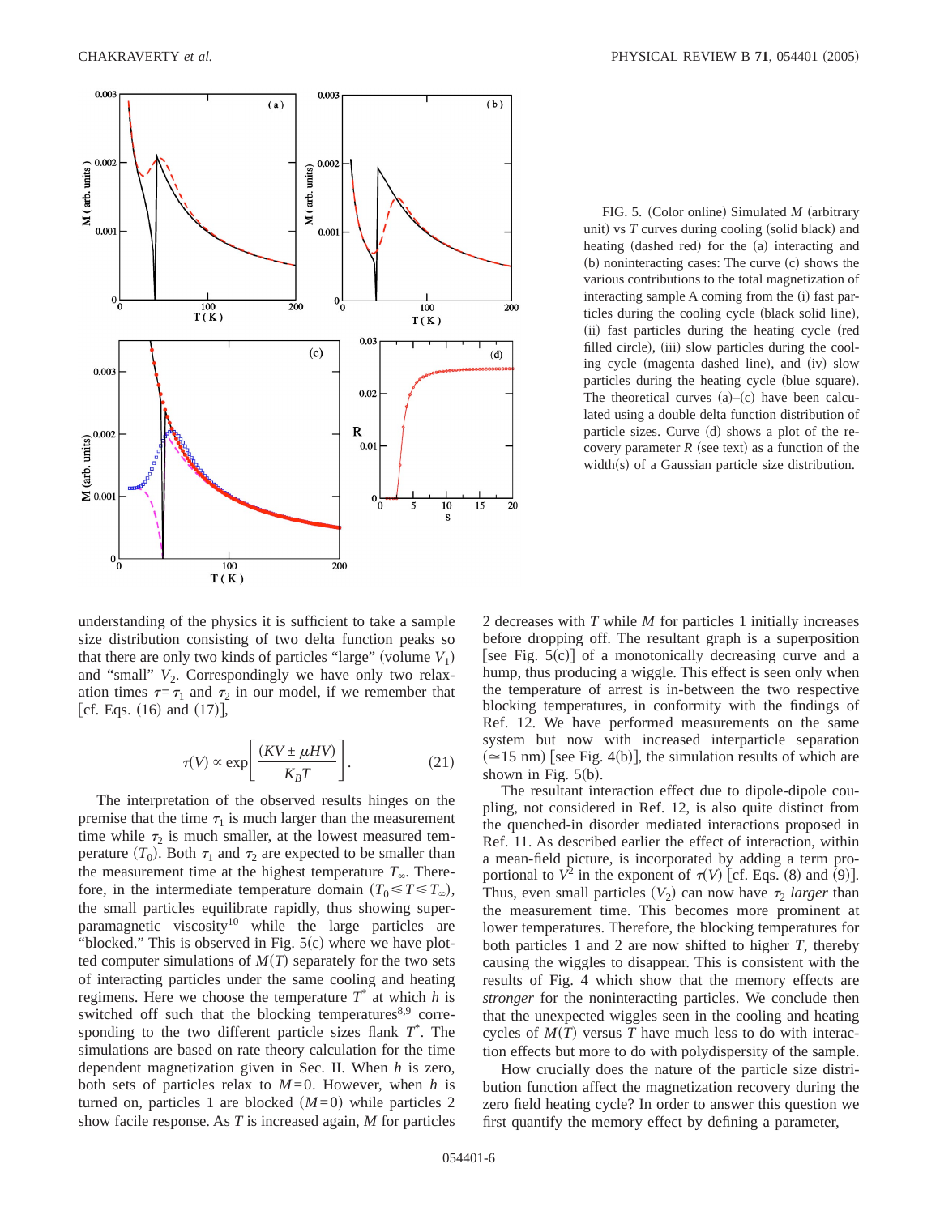FIG. 5. (Color online) Simulated $M$ (arbitrary unit) vs $T$ curves during cooling (solid black) and heating (dashed red) for the (a) interacting and (b) noninteracting cases: The curve (c) shows the various contributions to the total magnetization of interacting sample A coming from the (i) fast particles during the cooling cycle (black solid line), (ii) fast particles during the heating cycle (red filled circle), (iii) slow particles during the cooling cycle (magenta dashed line), and (iv) slow particles during the heating cycle (blue square). The theoretical curves (a)–(c) have been calculated using a double delta function distribution of particle sizes. Curve (d) shows a plot of the recovery parameter $R$ (see text) as a function of the width(s) of a Gaussian particle size distribution.

understanding of the physics it is sufficient to take a sample size distribution consisting of two delta function peaks so that there are only two kinds of particles "large" (volume $V_1$) and "small" $V_2$. Correspondingly we have only two relaxation times $\tau=\tau_1$ and $\tau_2$ in our model, if we remember that [cf. Eqs. (16) and (17)],

$$\tau(V) \propto \exp\left[\frac{(KV \pm \mu HV)}{K_B T}\right]. \tag{21}$$

The interpretation of the observed results hinges on the premise that the time $\tau_1$ is much larger than the measurement time while $\tau_2$ is much smaller, at the lowest measured temperature ($T_0$). Both $\tau_1$ and $\tau_2$ are expected to be smaller than the measurement time at the highest temperature $T_\infty$. Therefore, in the intermediate temperature domain ($T_0 \leqslant T \leqslant T_\infty$), the small particles equilibrate rapidly, thus showing superparamagnetic viscosity[10] while the large particles are "blocked." This is observed in Fig. 5(c) where we have plotted computer simulations of $M(T)$ separately for the two sets of interacting particles under the same cooling and heating regimens. Here we choose the temperature $T^*$ at which $h$ is switched off such that the blocking temperatures[8,9] corresponding to the two different particle sizes flank $T^*$. The simulations are based on rate theory calculation for the time dependent magnetization given in Sec. II. When $h$ is zero, both sets of particles relax to $M=0$. However, when $h$ is turned on, particles 1 are blocked ($M=0$) while particles 2 show facile response. As $T$ is increased again, $M$ for particles 2 decreases with $T$ while $M$ for particles 1 initially increases before dropping off. The resultant graph is a superposition [see Fig. 5(c)] of a monotonically decreasing curve and a hump, thus producing a wiggle. This effect is seen only when the temperature of arrest is in-between the two respective blocking temperatures, in conformity with the findings of Ref. 12. We have performed measurements on the same system but now with increased interparticle separation ($\simeq$15 nm) [see Fig. 4(b)], the simulation results of which are shown in Fig. 5(b).

The resultant interaction effect due to dipole-dipole coupling, not considered in Ref. 12, is also quite distinct from the quenched-in disorder mediated interactions proposed in Ref. 11. As described earlier the effect of interaction, within a mean-field picture, is incorporated by adding a term proportional to $V^2$ in the exponent of $\tau(V)$ [cf. Eqs. (8) and (9)]. Thus, even small particles ($V_2$) can now have $\tau_2$ *larger* than the measurement time. This becomes more prominent at lower temperatures. Therefore, the blocking temperatures for both particles 1 and 2 are now shifted to higher $T$, thereby causing the wiggles to disappear. This is consistent with the results of Fig. 4 which show that the memory effects are *stronger* for the noninteracting particles. We conclude then that the unexpected wiggles seen in the cooling and heating cycles of $M(T)$ versus $T$ have much less to do with interaction effects but more to do with polydispersity of the sample.

How crucially does the nature of the particle size distribution function affect the magnetization recovery during the zero field heating cycle? In order to answer this question we first quantify the memory effect by defining a parameter,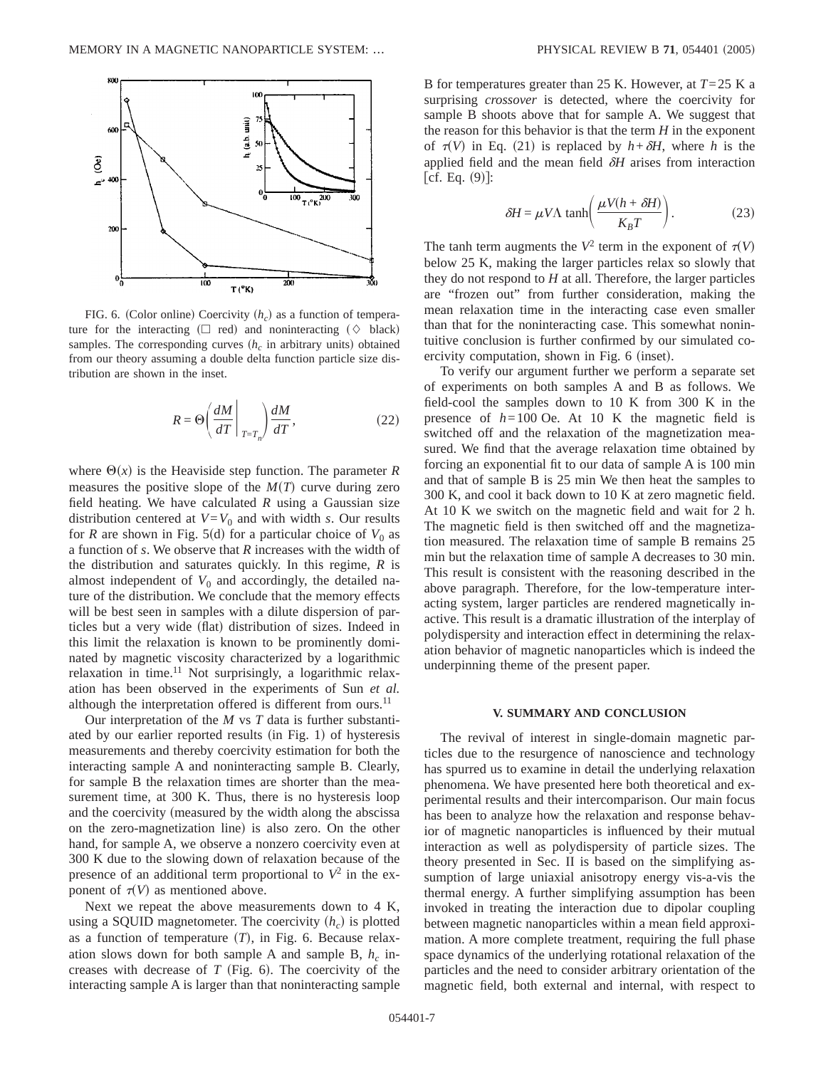FIG. 6. (Color online) Coercivity ($h_c$) as a function of temperature for the interacting (□ red) and noninteracting (◇ black) samples. The corresponding curves ($h_c$ in arbitrary units) obtained from our theory assuming a double delta function particle size distribution are shown in the inset.

$$R = \Theta\left(\left.\frac{dM}{dT}\right|_{T=T_n}\right)\frac{dM}{dT}, \tag{22}$$

where $\Theta(x)$ is the Heaviside step function. The parameter $R$ measures the positive slope of the $M(T)$ curve during zero field heating. We have calculated $R$ using a Gaussian size distribution centered at $V=V_0$ and with width $s$. Our results for $R$ are shown in Fig. 5(d) for a particular choice of $V_0$ as a function of $s$. We observe that $R$ increases with the width of the distribution and saturates quickly. In this regime, $R$ is almost independent of $V_0$ and accordingly, the detailed nature of the distribution. We conclude that the memory effects will be best seen in samples with a dilute dispersion of particles but a very wide (flat) distribution of sizes. Indeed in this limit the relaxation is known to be prominently dominated by magnetic viscosity characterized by a logarithmic relaxation in time.[11] Not surprisingly, a logarithmic relaxation has been observed in the experiments of Sun *et al.* although the interpretation offered is different from ours.[11]

Our interpretation of the $M$ vs $T$ data is further substantiated by our earlier reported results (in Fig. 1) of hysteresis measurements and thereby coercivity estimation for both the interacting sample A and noninteracting sample B. Clearly, for sample B the relaxation times are shorter than the measurement time, at 300 K. Thus, there is no hysteresis loop and the coercivity (measured by the width along the abscissa on the zero-magnetization line) is also zero. On the other hand, for sample A, we observe a nonzero coercivity even at 300 K due to the slowing down of relaxation because of the presence of an additional term proportional to $V^2$ in the exponent of $\tau(V)$ as mentioned above.

Next we repeat the above measurements down to 4 K, using a SQUID magnetometer. The coercivity ($h_c$) is plotted as a function of temperature ($T$), in Fig. 6. Because relaxation slows down for both sample A and sample B, $h_c$ increases with decrease of $T$ (Fig. 6). The coercivity of the interacting sample A is larger than that noninteracting sample B for temperatures greater than 25 K. However, at $T=25$ K a surprising *crossover* is detected, where the coercivity for sample B shoots above that for sample A. We suggest that the reason for this behavior is that the term $H$ in the exponent of $\tau(V)$ in Eq. (21) is replaced by $h+\delta H$, where $h$ is the applied field and the mean field $\delta H$ arises from interaction [cf. Eq. (9)]:

$$\delta H = \mu V \Lambda \tanh\left(\frac{\mu V(h+\delta H)}{K_B T}\right). \tag{23}$$

The tanh term augments the $V^2$ term in the exponent of $\tau(V)$ below 25 K, making the larger particles relax so slowly that they do not respond to $H$ at all. Therefore, the larger particles are "frozen out" from further consideration, making the mean relaxation time in the interacting case even smaller than that for the noninteracting case. This somewhat nonintuitive conclusion is further confirmed by our simulated coercivity computation, shown in Fig. 6 (inset).

To verify our argument further we perform a separate set of experiments on both samples A and B as follows. We field-cool the samples down to 10 K from 300 K in the presence of $h=100$ Oe. At 10 K the magnetic field is switched off and the relaxation of the magnetization measured. We find that the average relaxation time obtained by forcing an exponential fit to our data of sample A is 100 min and that of sample B is 25 min We then heat the samples to 300 K, and cool it back down to 10 K at zero magnetic field. At 10 K we switch on the magnetic field and wait for 2 h. The magnetic field is then switched off and the magnetization measured. The relaxation time of sample B remains 25 min but the relaxation time of sample A decreases to 30 min. This result is consistent with the reasoning described in the above paragraph. Therefore, for the low-temperature interacting system, larger particles are rendered magnetically inactive. This result is a dramatic illustration of the interplay of polydispersity and interaction effect in determining the relaxation behavior of magnetic nanoparticles which is indeed the underpinning theme of the present paper.

## V. SUMMARY AND CONCLUSION

The revival of interest in single-domain magnetic particles due to the resurgence of nanoscience and technology has spurred us to examine in detail the underlying relaxation phenomena. We have presented here both theoretical and experimental results and their intercomparison. Our main focus has been to analyze how the relaxation and response behavior of magnetic nanoparticles is influenced by their mutual interaction as well as polydispersity of particle sizes. The theory presented in Sec. II is based on the simplifying assumption of large uniaxial anisotropy energy vis-a-vis the thermal energy. A further simplifying assumption has been invoked in treating the interaction due to dipolar coupling between magnetic nanoparticles within a mean field approximation. A more complete treatment, requiring the full phase space dynamics of the underlying rotational relaxation of the particles and the need to consider arbitrary orientation of the magnetic field, both external and internal, with respect to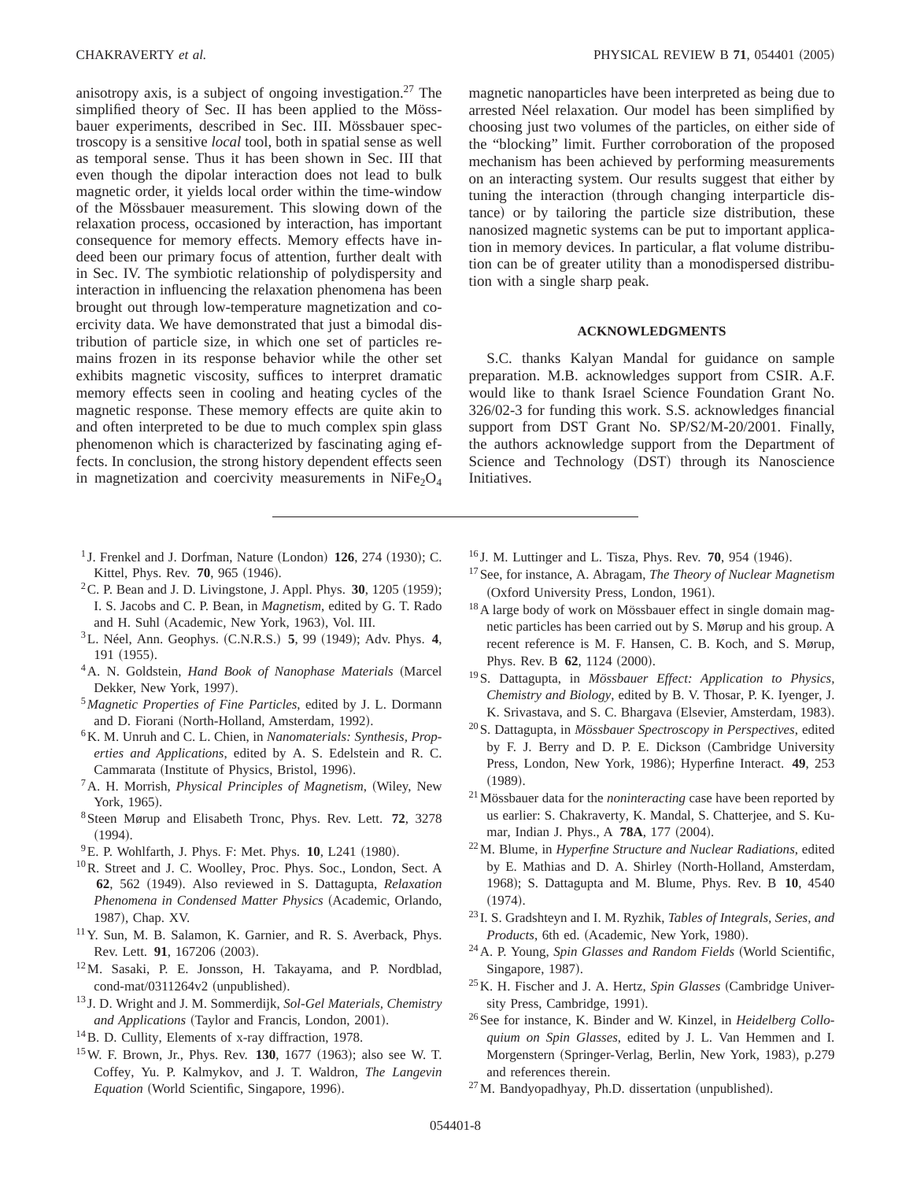anisotropy axis, is a subject of ongoing investigation.[27] The simplified theory of Sec. II has been applied to the Mössbauer experiments, described in Sec. III. Mössbauer spectroscopy is a sensitive *local* tool, both in spatial sense as well as temporal sense. Thus it has been shown in Sec. III that even though the dipolar interaction does not lead to bulk magnetic order, it yields local order within the time-window of the Mössbauer measurement. This slowing down of the relaxation process, occasioned by interaction, has important consequence for memory effects. Memory effects have indeed been our primary focus of attention, further dealt with in Sec. IV. The symbiotic relationship of polydispersity and interaction in influencing the relaxation phenomena has been brought out through low-temperature magnetization and coercivity data. We have demonstrated that just a bimodal distribution of particle size, in which one set of particles remains frozen in its response behavior while the other set exhibits magnetic viscosity, suffices to interpret dramatic memory effects seen in cooling and heating cycles of the magnetic response. These memory effects are quite akin to and often interpreted to be due to much complex spin glass phenomenon which is characterized by fascinating aging effects. In conclusion, the strong history dependent effects seen in magnetization and coercivity measurements in $NiFe_2O_4$ magnetic nanoparticles have been interpreted as being due to arrested Néel relaxation. Our model has been simplified by choosing just two volumes of the particles, on either side of the "blocking" limit. Further corroboration of the proposed mechanism has been achieved by performing measurements on an interacting system. Our results suggest that either by tuning the interaction (through changing interparticle distance) or by tailoring the particle size distribution, these nanosized magnetic systems can be put to important application in memory devices. In particular, a flat volume distribution can be of greater utility than a monodispersed distribution with a single sharp peak.

## ACKNOWLEDGMENTS

S.C. thanks Kalyan Mandal for guidance on sample preparation. M.B. acknowledges support from CSIR. A.F. would like to thank Israel Science Foundation Grant No. 326/02-3 for funding this work. S.S. acknowledges financial support from DST Grant No. SP/S2/M-20/2001. Finally, the authors acknowledge support from the Department of Science and Technology (DST) through its Nanoscience Initiatives.

---

[1] J. Frenkel and J. Dorfman, Nature (London) **126**, 274 (1930); C. Kittel, Phys. Rev. **70**, 965 (1946).

[2] C. P. Bean and J. D. Livingstone, J. Appl. Phys. **30**, 1205 (1959); I. S. Jacobs and C. P. Bean, in *Magnetism*, edited by G. T. Rado and H. Suhl (Academic, New York, 1963), Vol. III.

[3] L. Néel, Ann. Geophys. (C.N.R.S.) **5**, 99 (1949); Adv. Phys. **4**, 191 (1955).

[4] A. N. Goldstein, *Hand Book of Nanophase Materials* (Marcel Dekker, New York, 1997).

[5] *Magnetic Properties of Fine Particles*, edited by J. L. Dormann and D. Fiorani (North-Holland, Amsterdam, 1992).

[6] K. M. Unruh and C. L. Chien, in *Nanomaterials: Synthesis, Properties and Applications*, edited by A. S. Edelstein and R. C. Cammarata (Institute of Physics, Bristol, 1996).

[7] A. H. Morrish, *Physical Principles of Magnetism*, (Wiley, New York, 1965).

[8] Steen Mørup and Elisabeth Tronc, Phys. Rev. Lett. **72**, 3278 (1994).

[9] E. P. Wohlfarth, J. Phys. F: Met. Phys. **10**, L241 (1980).

[10] R. Street and J. C. Woolley, Proc. Phys. Soc., London, Sect. A **62**, 562 (1949). Also reviewed in S. Dattagupta, *Relaxation Phenomena in Condensed Matter Physics* (Academic, Orlando, 1987), Chap. XV.

[11] Y. Sun, M. B. Salamon, K. Garnier, and R. S. Averback, Phys. Rev. Lett. **91**, 167206 (2003).

[12] M. Sasaki, P. E. Jonsson, H. Takayama, and P. Nordblad, cond-mat/0311264v2 (unpublished).

[13] J. D. Wright and J. M. Sommerdijk, *Sol-Gel Materials, Chemistry and Applications* (Taylor and Francis, London, 2001).

[14] B. D. Cullity, Elements of x-ray diffraction, 1978.

[15] W. F. Brown, Jr., Phys. Rev. **130**, 1677 (1963); also see W. T. Coffey, Yu. P. Kalmykov, and J. T. Waldron, *The Langevin Equation* (World Scientific, Singapore, 1996).

[16] J. M. Luttinger and L. Tisza, Phys. Rev. **70**, 954 (1946).

[17] See, for instance, A. Abragam, *The Theory of Nuclear Magnetism* (Oxford University Press, London, 1961).

[18] A large body of work on Mössbauer effect in single domain magnetic particles has been carried out by S. Mørup and his group. A recent reference is M. F. Hansen, C. B. Koch, and S. Mørup, Phys. Rev. B **62**, 1124 (2000).

[19] S. Dattagupta, in *Mössbauer Effect: Application to Physics, Chemistry and Biology*, edited by B. V. Thosar, P. K. Iyenger, J. K. Srivastava, and S. C. Bhargava (Elsevier, Amsterdam, 1983).

[20] S. Dattagupta, in *Mössbauer Spectroscopy in Perspectives*, edited by F. J. Berry and D. P. E. Dickson (Cambridge University Press, London, New York, 1986); Hyperfine Interact. **49**, 253 (1989).

[21] Mössbauer data for the *noninteracting* case have been reported by us earlier: S. Chakraverty, K. Mandal, S. Chatterjee, and S. Kumar, Indian J. Phys., A **78A**, 177 (2004).

[22] M. Blume, in *Hyperfine Structure and Nuclear Radiations*, edited by E. Mathias and D. A. Shirley (North-Holland, Amsterdam, 1968); S. Dattagupta and M. Blume, Phys. Rev. B **10**, 4540 (1974).

[23] I. S. Gradshteyn and I. M. Ryzhik, *Tables of Integrals, Series, and Products*, 6th ed. (Academic, New York, 1980).

[24] A. P. Young, *Spin Glasses and Random Fields* (World Scientific, Singapore, 1987).

[25] K. H. Fischer and J. A. Hertz, *Spin Glasses* (Cambridge University Press, Cambridge, 1991).

[26] See for instance, K. Binder and W. Kinzel, in *Heidelberg Colloquium on Spin Glasses*, edited by J. L. Van Hemmen and I. Morgenstern (Springer-Verlag, Berlin, New York, 1983), p.279 and references therein.

[27] M. Bandyopadhyay, Ph.D. dissertation (unpublished).